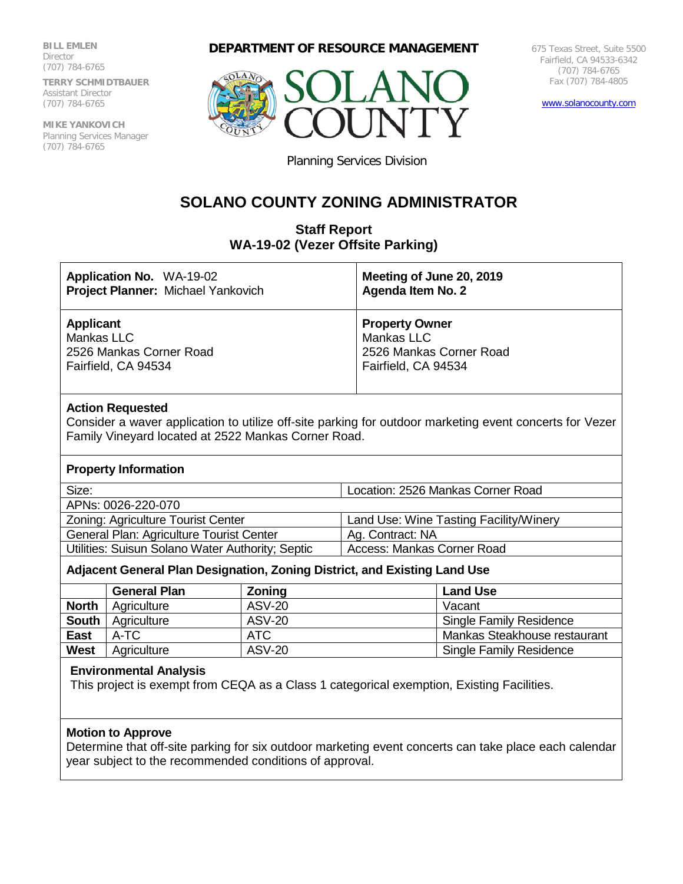**BILL EMLEN**
Director
(707) 784-6765

**TERRY SCHMIDTBAUER**
Assistant Director
(707) 784-6765

**MIKE YANKOVICH**
Planning Services Manager
(707) 784-6765

**DEPARTMENT OF RESOURCE MANAGEMENT**

SOLANO COUNTY

Planning Services Division

675 Texas Street, Suite 5500
Fairfield, CA 94533-6342
(707) 784-6765
Fax (707) 784-4805

www.solanocounty.com

# SOLANO COUNTY ZONING ADMINISTRATOR

## Staff Report
## WA-19-02 (Vezer Offsite Parking)

| | |
|---|---|
| **Application No.** WA-19-02<br>**Project Planner:** Michael Yankovich | **Meeting of June 20, 2019**<br>**Agenda Item No. 2** |
| **Applicant**<br>Mankas LLC<br>2526 Mankas Corner Road<br>Fairfield, CA 94534 | **Property Owner**<br>Mankas LLC<br>2526 Mankas Corner Road<br>Fairfield, CA 94534 |

**Action Requested**

Consider a waver application to utilize off-site parking for outdoor marketing event concerts for Vezer Family Vineyard located at 2522 Mankas Corner Road.

**Property Information**

| | |
|---|---|
| Size: | Location: 2526 Mankas Corner Road |
| APNs: 0026-220-070 | |
| Zoning: Agriculture Tourist Center | Land Use: Wine Tasting Facility/Winery |
| General Plan: Agriculture Tourist Center | Ag. Contract: NA |
| Utilities: Suisun Solano Water Authority; Septic | Access: Mankas Corner Road |

**Adjacent General Plan Designation, Zoning District, and Existing Land Use**

| | General Plan | Zoning | Land Use |
|---|---|---|---|
| **North** | Agriculture | ASV-20 | Vacant |
| **South** | Agriculture | ASV-20 | Single Family Residence |
| **East** | A-TC | ATC | Mankas Steakhouse restaurant |
| **West** | Agriculture | ASV-20 | Single Family Residence |

**Environmental Analysis**

This project is exempt from CEQA as a Class 1 categorical exemption, Existing Facilities.

**Motion to Approve**

Determine that off-site parking for six outdoor marketing event concerts can take place each calendar year subject to the recommended conditions of approval.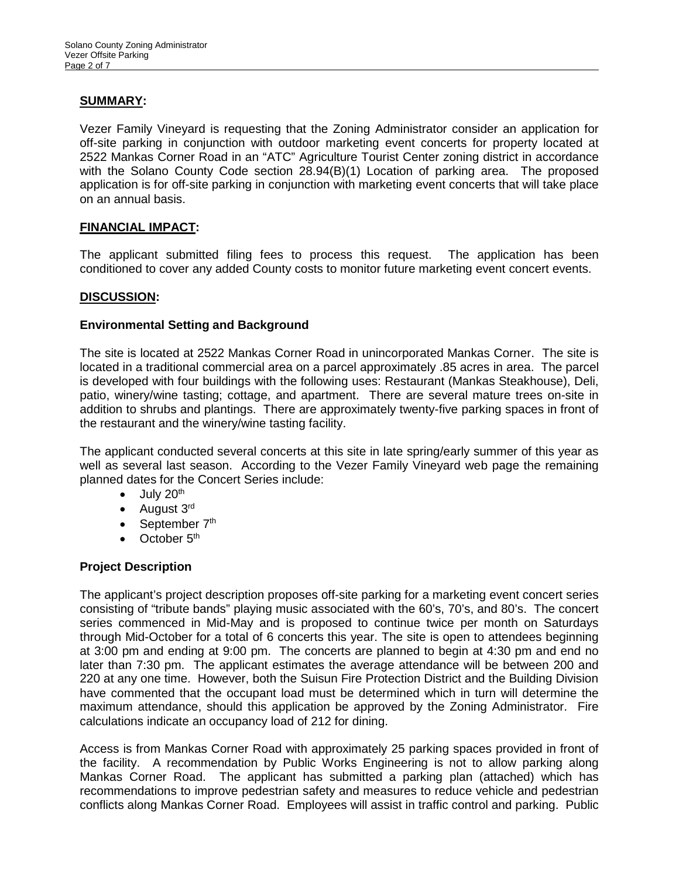## SUMMARY:

Vezer Family Vineyard is requesting that the Zoning Administrator consider an application for off-site parking in conjunction with outdoor marketing event concerts for property located at 2522 Mankas Corner Road in an "ATC" Agriculture Tourist Center zoning district in accordance with the Solano County Code section 28.94(B)(1) Location of parking area. The proposed application is for off-site parking in conjunction with marketing event concerts that will take place on an annual basis.

## FINANCIAL IMPACT:

The applicant submitted filing fees to process this request. The application has been conditioned to cover any added County costs to monitor future marketing event concert events.

## DISCUSSION:

### Environmental Setting and Background

The site is located at 2522 Mankas Corner Road in unincorporated Mankas Corner. The site is located in a traditional commercial area on a parcel approximately .85 acres in area. The parcel is developed with four buildings with the following uses: Restaurant (Mankas Steakhouse), Deli, patio, winery/wine tasting; cottage, and apartment. There are several mature trees on-site in addition to shrubs and plantings. There are approximately twenty-five parking spaces in front of the restaurant and the winery/wine tasting facility.

The applicant conducted several concerts at this site in late spring/early summer of this year as well as several last season. According to the Vezer Family Vineyard web page the remaining planned dates for the Concert Series include:

- July 20th
- August 3rd
- September 7th
- October 5th

### Project Description

The applicant's project description proposes off-site parking for a marketing event concert series consisting of "tribute bands" playing music associated with the 60's, 70's, and 80's. The concert series commenced in Mid-May and is proposed to continue twice per month on Saturdays through Mid-October for a total of 6 concerts this year. The site is open to attendees beginning at 3:00 pm and ending at 9:00 pm. The concerts are planned to begin at 4:30 pm and end no later than 7:30 pm. The applicant estimates the average attendance will be between 200 and 220 at any one time. However, both the Suisun Fire Protection District and the Building Division have commented that the occupant load must be determined which in turn will determine the maximum attendance, should this application be approved by the Zoning Administrator. Fire calculations indicate an occupancy load of 212 for dining.

Access is from Mankas Corner Road with approximately 25 parking spaces provided in front of the facility. A recommendation by Public Works Engineering is not to allow parking along Mankas Corner Road. The applicant has submitted a parking plan (attached) which has recommendations to improve pedestrian safety and measures to reduce vehicle and pedestrian conflicts along Mankas Corner Road. Employees will assist in traffic control and parking. Public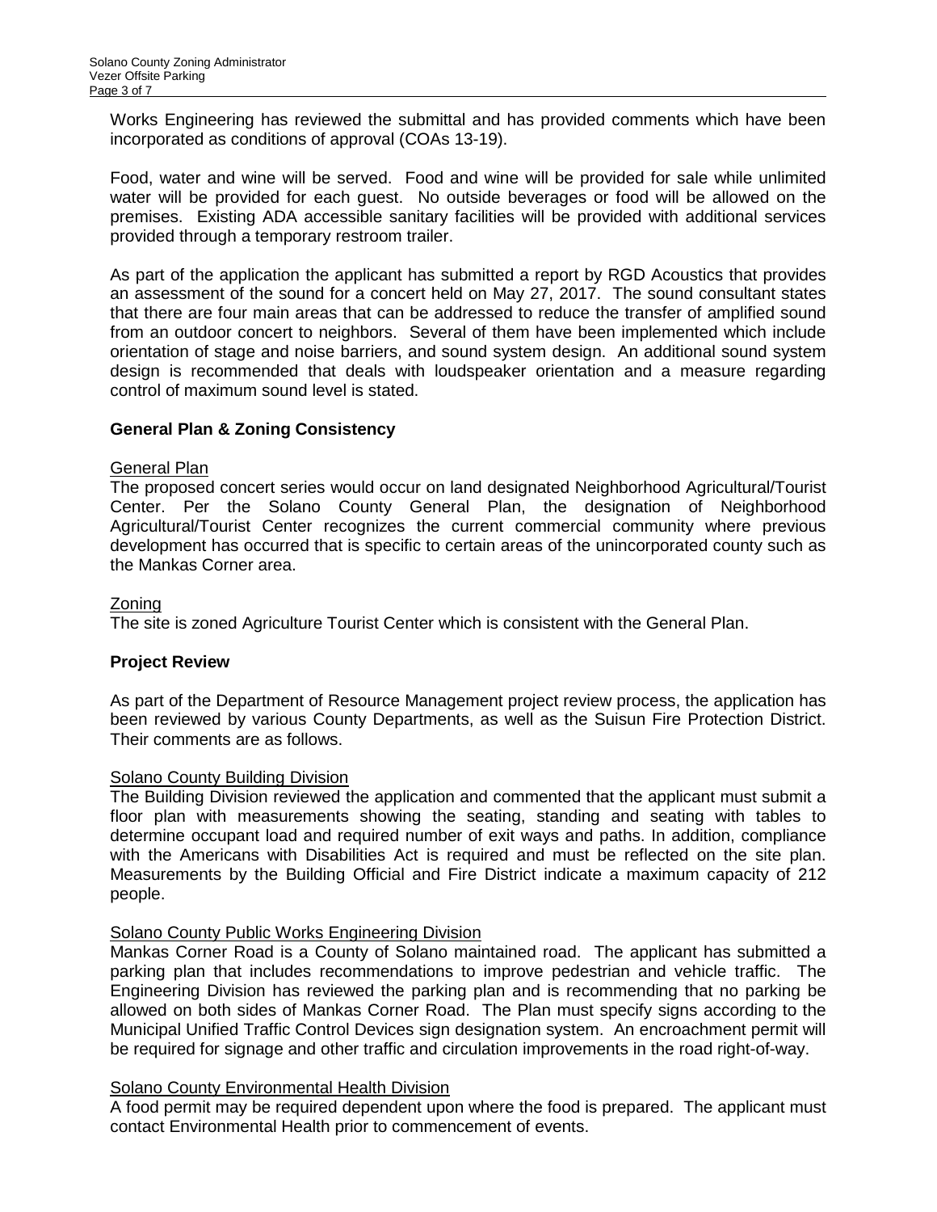Works Engineering has reviewed the submittal and has provided comments which have been incorporated as conditions of approval (COAs 13-19).

Food, water and wine will be served. Food and wine will be provided for sale while unlimited water will be provided for each guest. No outside beverages or food will be allowed on the premises. Existing ADA accessible sanitary facilities will be provided with additional services provided through a temporary restroom trailer.

As part of the application the applicant has submitted a report by RGD Acoustics that provides an assessment of the sound for a concert held on May 27, 2017. The sound consultant states that there are four main areas that can be addressed to reduce the transfer of amplified sound from an outdoor concert to neighbors. Several of them have been implemented which include orientation of stage and noise barriers, and sound system design. An additional sound system design is recommended that deals with loudspeaker orientation and a measure regarding control of maximum sound level is stated.

## General Plan & Zoning Consistency

General Plan

The proposed concert series would occur on land designated Neighborhood Agricultural/Tourist Center. Per the Solano County General Plan, the designation of Neighborhood Agricultural/Tourist Center recognizes the current commercial community where previous development has occurred that is specific to certain areas of the unincorporated county such as the Mankas Corner area.

Zoning

The site is zoned Agriculture Tourist Center which is consistent with the General Plan.

## Project Review

As part of the Department of Resource Management project review process, the application has been reviewed by various County Departments, as well as the Suisun Fire Protection District. Their comments are as follows.

Solano County Building Division

The Building Division reviewed the application and commented that the applicant must submit a floor plan with measurements showing the seating, standing and seating with tables to determine occupant load and required number of exit ways and paths. In addition, compliance with the Americans with Disabilities Act is required and must be reflected on the site plan. Measurements by the Building Official and Fire District indicate a maximum capacity of 212 people.

Solano County Public Works Engineering Division

Mankas Corner Road is a County of Solano maintained road. The applicant has submitted a parking plan that includes recommendations to improve pedestrian and vehicle traffic. The Engineering Division has reviewed the parking plan and is recommending that no parking be allowed on both sides of Mankas Corner Road. The Plan must specify signs according to the Municipal Unified Traffic Control Devices sign designation system. An encroachment permit will be required for signage and other traffic and circulation improvements in the road right-of-way.

Solano County Environmental Health Division

A food permit may be required dependent upon where the food is prepared. The applicant must contact Environmental Health prior to commencement of events.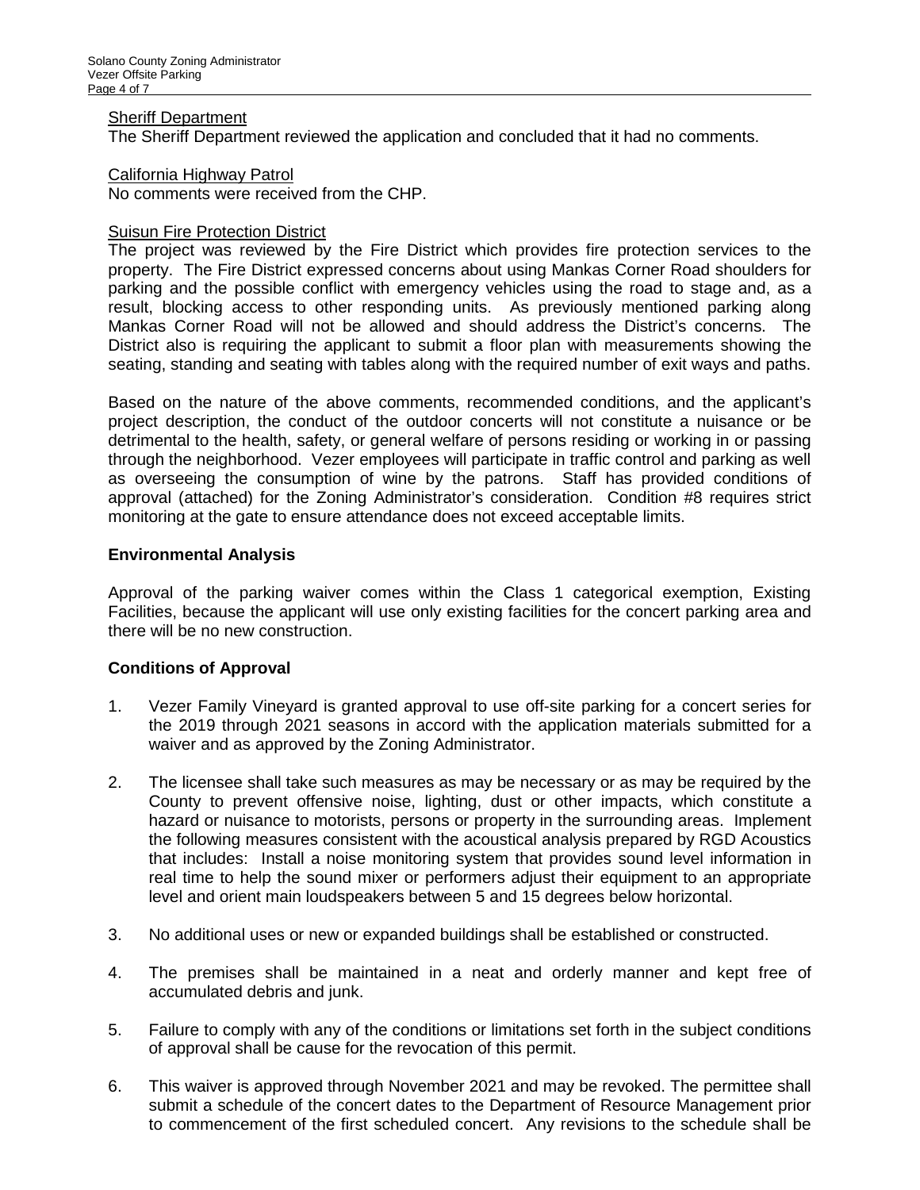<u>Sheriff Department</u>
The Sheriff Department reviewed the application and concluded that it had no comments.

<u>California Highway Patrol</u>
No comments were received from the CHP.

<u>Suisun Fire Protection District</u>
The project was reviewed by the Fire District which provides fire protection services to the property. The Fire District expressed concerns about using Mankas Corner Road shoulders for parking and the possible conflict with emergency vehicles using the road to stage and, as a result, blocking access to other responding units. As previously mentioned parking along Mankas Corner Road will not be allowed and should address the District's concerns. The District also is requiring the applicant to submit a floor plan with measurements showing the seating, standing and seating with tables along with the required number of exit ways and paths.

Based on the nature of the above comments, recommended conditions, and the applicant's project description, the conduct of the outdoor concerts will not constitute a nuisance or be detrimental to the health, safety, or general welfare of persons residing or working in or passing through the neighborhood. Vezer employees will participate in traffic control and parking as well as overseeing the consumption of wine by the patrons. Staff has provided conditions of approval (attached) for the Zoning Administrator's consideration. Condition #8 requires strict monitoring at the gate to ensure attendance does not exceed acceptable limits.

**Environmental Analysis**

Approval of the parking waiver comes within the Class 1 categorical exemption, Existing Facilities, because the applicant will use only existing facilities for the concert parking area and there will be no new construction.

**Conditions of Approval**

1. Vezer Family Vineyard is granted approval to use off-site parking for a concert series for the 2019 through 2021 seasons in accord with the application materials submitted for a waiver and as approved by the Zoning Administrator.

2. The licensee shall take such measures as may be necessary or as may be required by the County to prevent offensive noise, lighting, dust or other impacts, which constitute a hazard or nuisance to motorists, persons or property in the surrounding areas. Implement the following measures consistent with the acoustical analysis prepared by RGD Acoustics that includes: Install a noise monitoring system that provides sound level information in real time to help the sound mixer or performers adjust their equipment to an appropriate level and orient main loudspeakers between 5 and 15 degrees below horizontal.

3. No additional uses or new or expanded buildings shall be established or constructed.

4. The premises shall be maintained in a neat and orderly manner and kept free of accumulated debris and junk.

5. Failure to comply with any of the conditions or limitations set forth in the subject conditions of approval shall be cause for the revocation of this permit.

6. This waiver is approved through November 2021 and may be revoked. The permittee shall submit a schedule of the concert dates to the Department of Resource Management prior to commencement of the first scheduled concert. Any revisions to the schedule shall be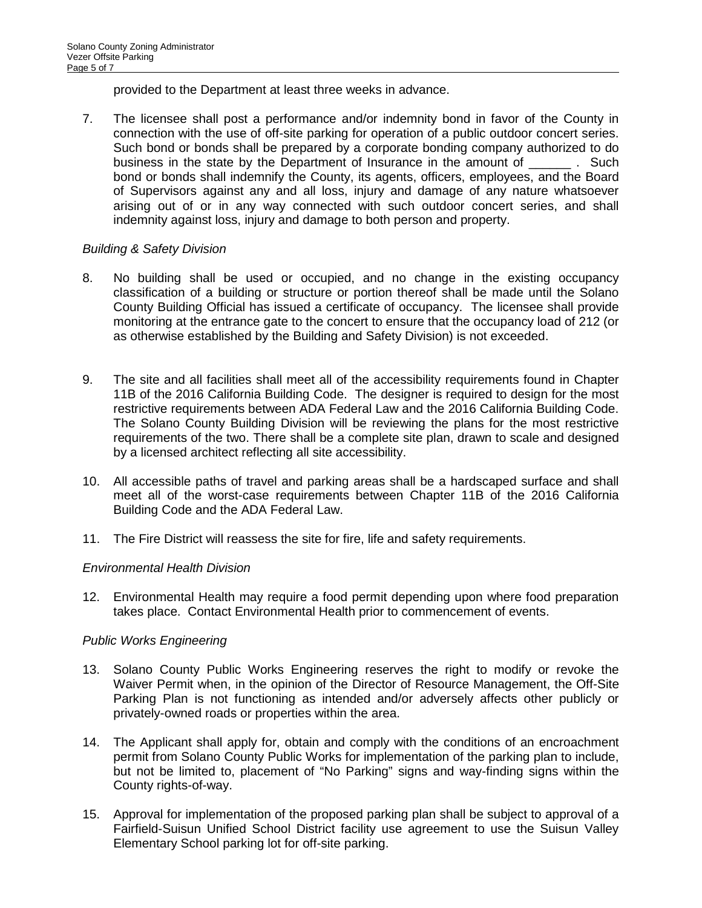provided to the Department at least three weeks in advance.

7. The licensee shall post a performance and/or indemnity bond in favor of the County in connection with the use of off-site parking for operation of a public outdoor concert series. Such bond or bonds shall be prepared by a corporate bonding company authorized to do business in the state by the Department of Insurance in the amount of ______ . Such bond or bonds shall indemnify the County, its agents, officers, employees, and the Board of Supervisors against any and all loss, injury and damage of any nature whatsoever arising out of or in any way connected with such outdoor concert series, and shall indemnity against loss, injury and damage to both person and property.

*Building & Safety Division*

8. No building shall be used or occupied, and no change in the existing occupancy classification of a building or structure or portion thereof shall be made until the Solano County Building Official has issued a certificate of occupancy. The licensee shall provide monitoring at the entrance gate to the concert to ensure that the occupancy load of 212 (or as otherwise established by the Building and Safety Division) is not exceeded.

9. The site and all facilities shall meet all of the accessibility requirements found in Chapter 11B of the 2016 California Building Code. The designer is required to design for the most restrictive requirements between ADA Federal Law and the 2016 California Building Code. The Solano County Building Division will be reviewing the plans for the most restrictive requirements of the two. There shall be a complete site plan, drawn to scale and designed by a licensed architect reflecting all site accessibility.

10. All accessible paths of travel and parking areas shall be a hardscaped surface and shall meet all of the worst-case requirements between Chapter 11B of the 2016 California Building Code and the ADA Federal Law.

11. The Fire District will reassess the site for fire, life and safety requirements.

*Environmental Health Division*

12. Environmental Health may require a food permit depending upon where food preparation takes place. Contact Environmental Health prior to commencement of events.

*Public Works Engineering*

13. Solano County Public Works Engineering reserves the right to modify or revoke the Waiver Permit when, in the opinion of the Director of Resource Management, the Off-Site Parking Plan is not functioning as intended and/or adversely affects other publicly or privately-owned roads or properties within the area.

14. The Applicant shall apply for, obtain and comply with the conditions of an encroachment permit from Solano County Public Works for implementation of the parking plan to include, but not be limited to, placement of "No Parking" signs and way-finding signs within the County rights-of-way.

15. Approval for implementation of the proposed parking plan shall be subject to approval of a Fairfield-Suisun Unified School District facility use agreement to use the Suisun Valley Elementary School parking lot for off-site parking.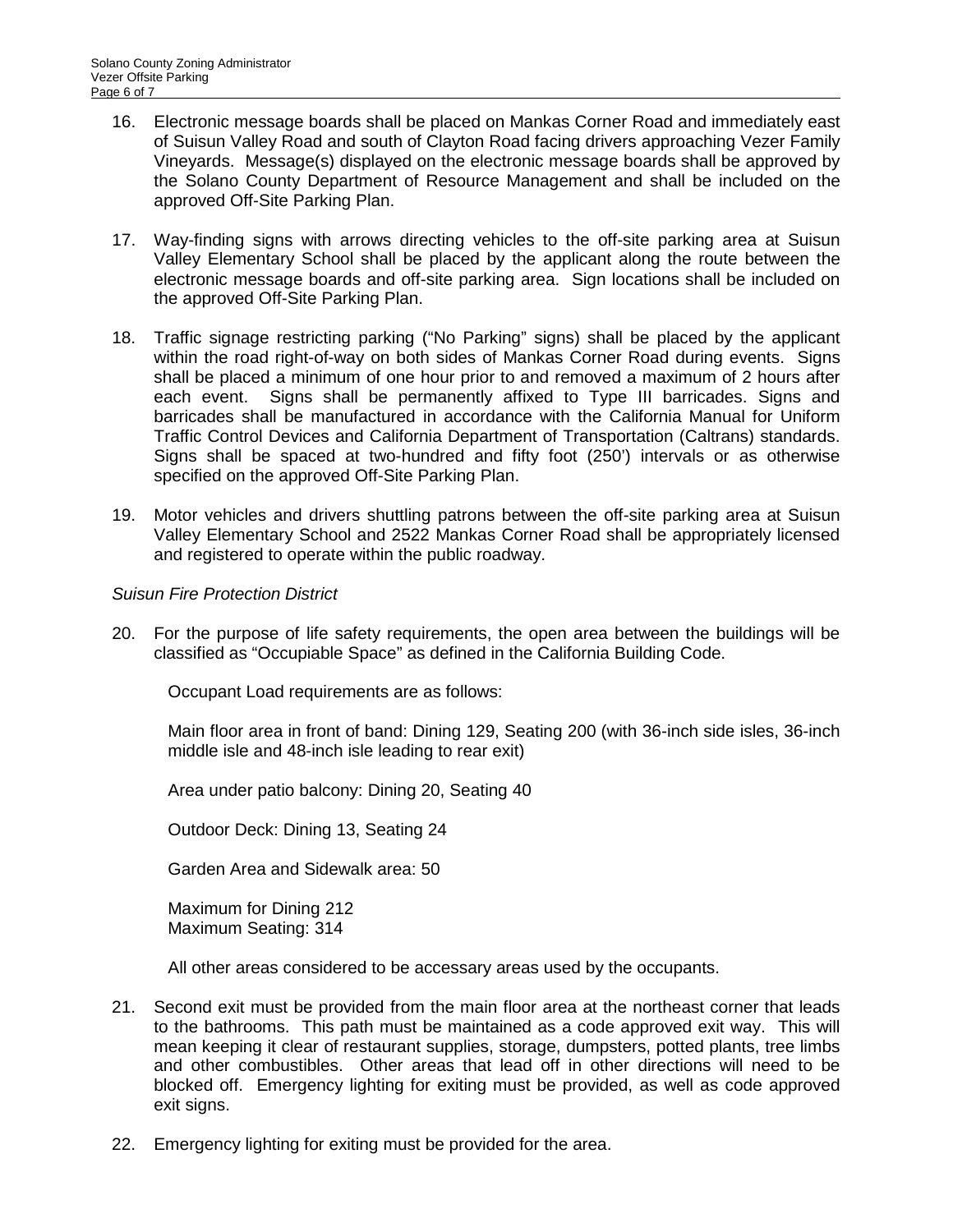16. Electronic message boards shall be placed on Mankas Corner Road and immediately east of Suisun Valley Road and south of Clayton Road facing drivers approaching Vezer Family Vineyards. Message(s) displayed on the electronic message boards shall be approved by the Solano County Department of Resource Management and shall be included on the approved Off-Site Parking Plan.

17. Way-finding signs with arrows directing vehicles to the off-site parking area at Suisun Valley Elementary School shall be placed by the applicant along the route between the electronic message boards and off-site parking area. Sign locations shall be included on the approved Off-Site Parking Plan.

18. Traffic signage restricting parking ("No Parking" signs) shall be placed by the applicant within the road right-of-way on both sides of Mankas Corner Road during events. Signs shall be placed a minimum of one hour prior to and removed a maximum of 2 hours after each event. Signs shall be permanently affixed to Type III barricades. Signs and barricades shall be manufactured in accordance with the California Manual for Uniform Traffic Control Devices and California Department of Transportation (Caltrans) standards. Signs shall be spaced at two-hundred and fifty foot (250') intervals or as otherwise specified on the approved Off-Site Parking Plan.

19. Motor vehicles and drivers shuttling patrons between the off-site parking area at Suisun Valley Elementary School and 2522 Mankas Corner Road shall be appropriately licensed and registered to operate within the public roadway.

*Suisun Fire Protection District*

20. For the purpose of life safety requirements, the open area between the buildings will be classified as "Occupiable Space" as defined in the California Building Code.

    Occupant Load requirements are as follows:

    Main floor area in front of band: Dining 129, Seating 200 (with 36-inch side isles, 36-inch middle isle and 48-inch isle leading to rear exit)

    Area under patio balcony: Dining 20, Seating 40

    Outdoor Deck: Dining 13, Seating 24

    Garden Area and Sidewalk area: 50

    Maximum for Dining 212
    Maximum Seating: 314

    All other areas considered to be accessary areas used by the occupants.

21. Second exit must be provided from the main floor area at the northeast corner that leads to the bathrooms. This path must be maintained as a code approved exit way. This will mean keeping it clear of restaurant supplies, storage, dumpsters, potted plants, tree limbs and other combustibles. Other areas that lead off in other directions will need to be blocked off. Emergency lighting for exiting must be provided, as well as code approved exit signs.

22. Emergency lighting for exiting must be provided for the area.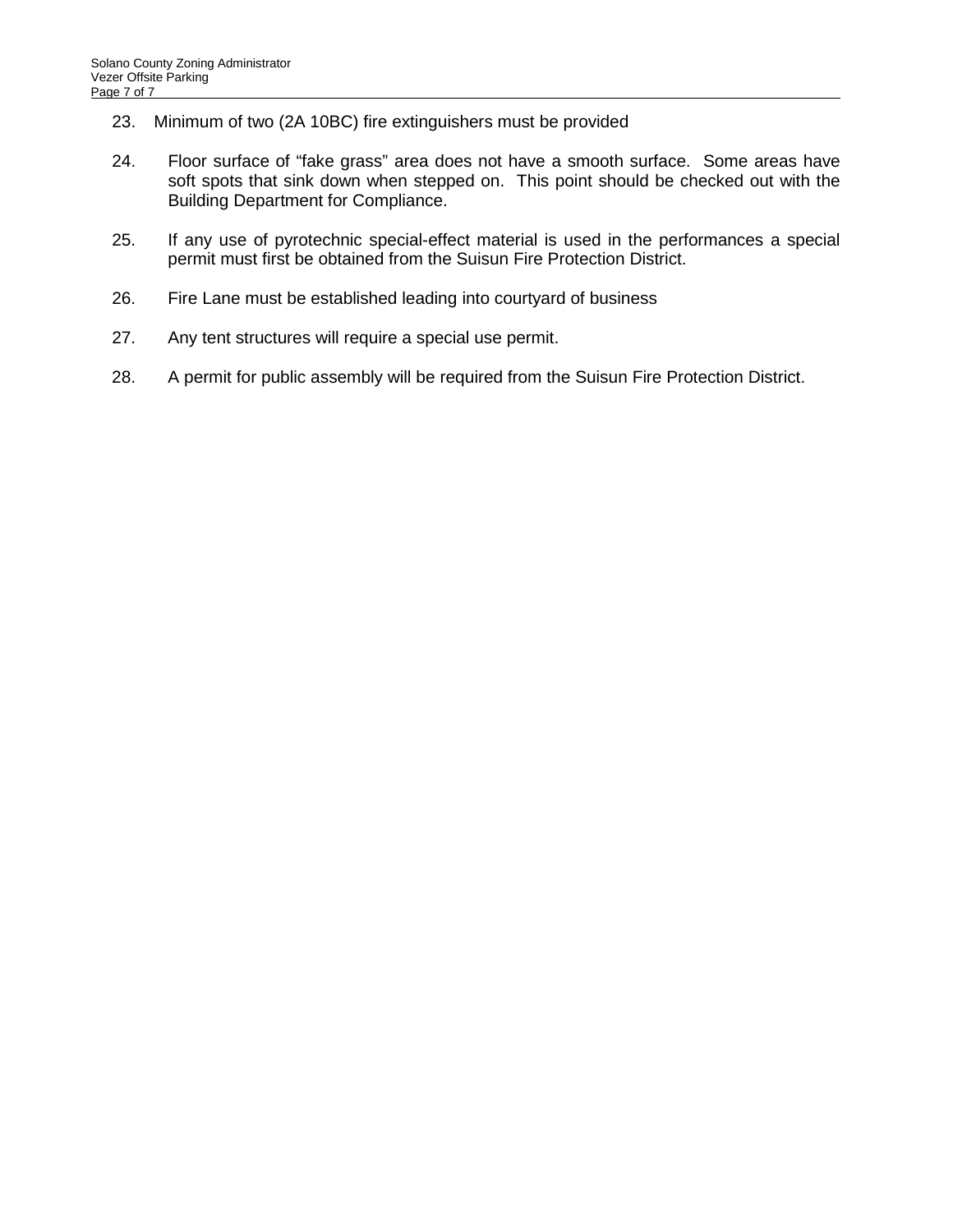23. Minimum of two (2A 10BC) fire extinguishers must be provided

24. Floor surface of "fake grass" area does not have a smooth surface. Some areas have soft spots that sink down when stepped on. This point should be checked out with the Building Department for Compliance.

25. If any use of pyrotechnic special-effect material is used in the performances a special permit must first be obtained from the Suisun Fire Protection District.

26. Fire Lane must be established leading into courtyard of business

27. Any tent structures will require a special use permit.

28. A permit for public assembly will be required from the Suisun Fire Protection District.